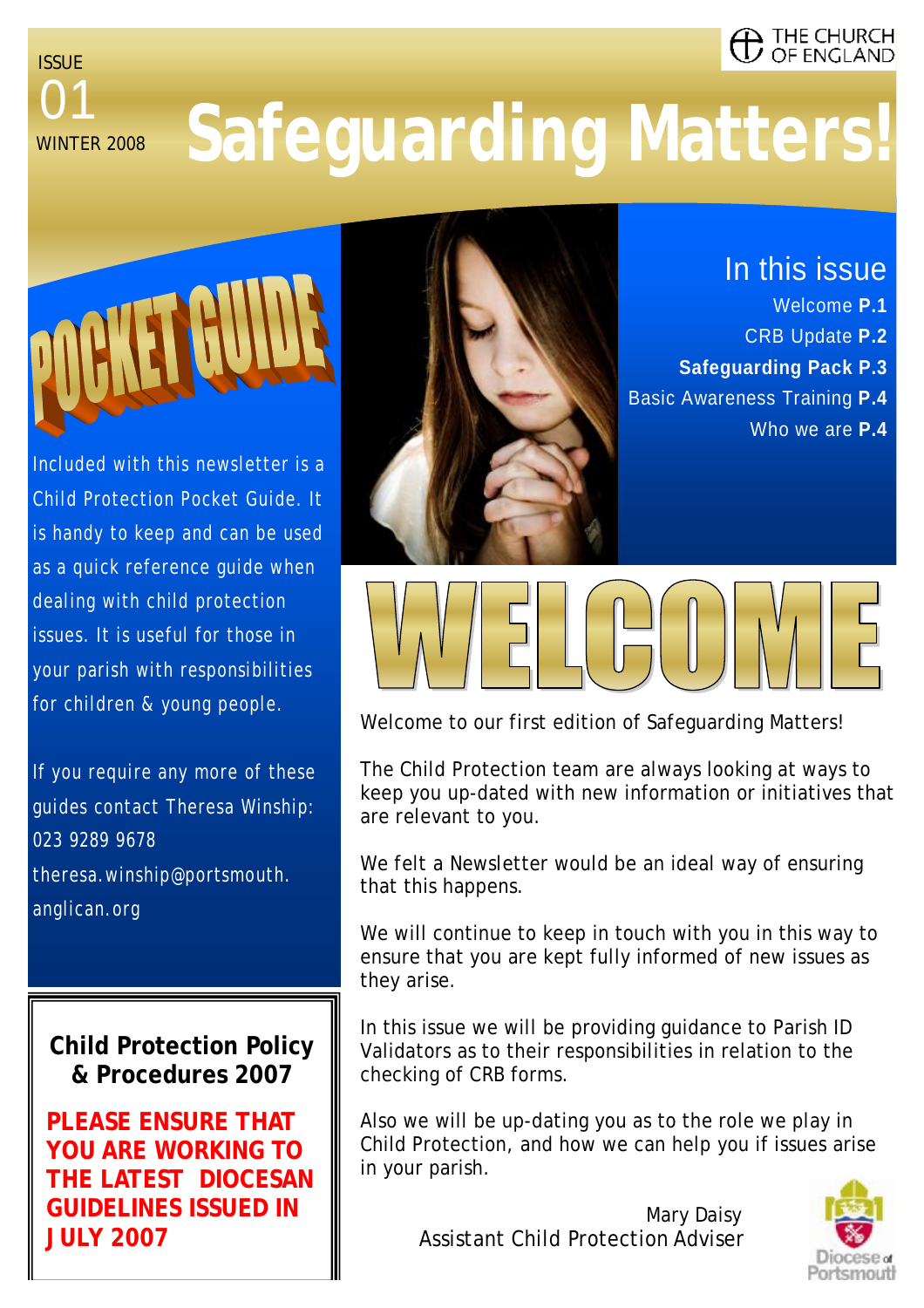ISSUE 01
WINTER 2008

THE CHURCH OF ENGLAND

# Safeguarding Matters!

## In this issue

- Welcome **P.1**
- CRB Update **P.2**
- **Safeguarding Pack P.3**
- Basic Awareness Training **P.4**
- Who we are **P.4**

## POCKET GUIDE

Included with this newsletter is a Child Protection Pocket Guide. It is handy to keep and can be used as a quick reference guide when dealing with child protection issues. It is useful for those in your parish with responsibilities for children & young people.

If you require any more of these guides contact Theresa Winship: 023 9289 9678 theresa.winship@portsmouth.anglican.org

### Child Protection Policy & Procedures 2007

**PLEASE ENSURE THAT YOU ARE WORKING TO THE LATEST DIOCESAN GUIDELINES ISSUED IN JULY 2007**

## WELCOME

Welcome to our first edition of Safeguarding Matters!

The Child Protection team are always looking at ways to keep you up-dated with new information or initiatives that are relevant to you.

We felt a Newsletter would be an ideal way of ensuring that this happens.

We will continue to keep in touch with you in this way to ensure that you are kept fully informed of new issues as they arise.

In this issue we will be providing guidance to Parish ID Validators as to their responsibilities in relation to the checking of CRB forms.

Also we will be up-dating you as to the role we play in Child Protection, and how we can help you if issues arise in your parish.

Mary Daisy
Assistant Child Protection Adviser

Diocese of Portsmouth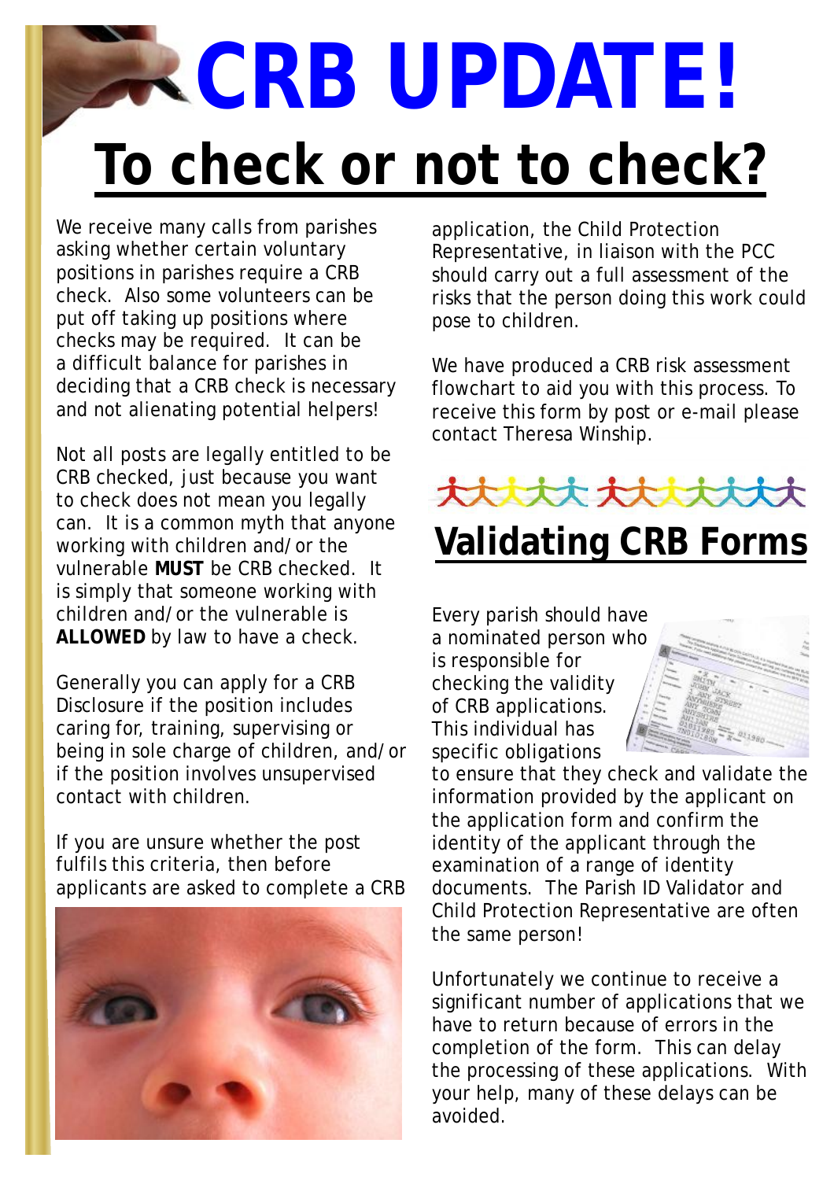# CRB UPDATE!

## To check or not to check?

We receive many calls from parishes asking whether certain voluntary positions in parishes require a CRB check. Also some volunteers can be put off taking up positions where checks may be required. It can be a difficult balance for parishes in deciding that a CRB check is necessary and not alienating potential helpers!

Not all posts are legally entitled to be CRB checked, just because you want to check does not mean you legally can. It is a common myth that anyone working with children and/or the vulnerable **MUST** be CRB checked. It is simply that someone working with children and/or the vulnerable is **ALLOWED** by law to have a check.

Generally you can apply for a CRB Disclosure if the position includes caring for, training, supervising or being in sole charge of children, and/or if the position involves unsupervised contact with children.

If you are unsure whether the post fulfils this criteria, then before applicants are asked to complete a CRB application, the Child Protection Representative, in liaison with the PCC should carry out a full assessment of the risks that the person doing this work could pose to children.

We have produced a CRB risk assessment flowchart to aid you with this process. To receive this form by post or e-mail please contact Theresa Winship.

## Validating CRB Forms

Every parish should have a nominated person who is responsible for checking the validity of CRB applications. This individual has specific obligations to ensure that they check and validate the information provided by the applicant on the application form and confirm the identity of the applicant through the examination of a range of identity documents. The Parish ID Validator and Child Protection Representative are often the same person!

Unfortunately we continue to receive a significant number of applications that we have to return because of errors in the completion of the form. This can delay the processing of these applications. With your help, many of these delays can be avoided.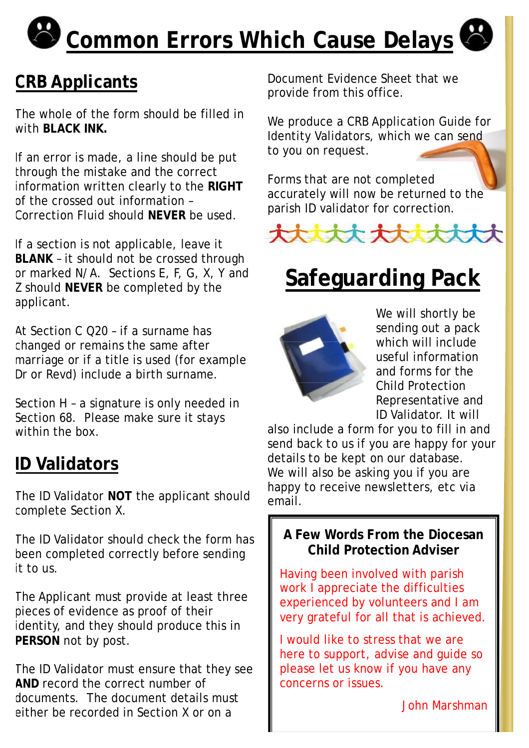# Common Errors Which Cause Delays

## CRB Applicants

The whole of the form should be filled in with **BLACK INK.**

If an error is made, a line should be put through the mistake and the correct information written clearly to the **RIGHT** of the crossed out information – Correction Fluid should **NEVER** be used.

If a section is not applicable, leave it **BLANK** – it should not be crossed through or marked N/A. Sections E, F, G, X, Y and Z should **NEVER** be completed by the applicant.

At Section C Q20 – if a surname has changed or remains the same after marriage or if a title is used (for example Dr or Revd) include a birth surname.

Section H – a signature is only needed in Section 68. Please make sure it stays within the box.

## ID Validators

The ID Validator **NOT** the applicant should complete Section X.

The ID Validator should check the form has been completed correctly before sending it to us.

The Applicant must provide at least three pieces of evidence as proof of their identity, and they should produce this in **PERSON** not by post.

The ID Validator must ensure that they see **AND** record the correct number of documents. The document details must either be recorded in Section X or on a Document Evidence Sheet that we provide from this office.

We produce a CRB Application Guide for Identity Validators, which we can send to you on request.

Forms that are not completed accurately will now be returned to the parish ID validator for correction.

## Safeguarding Pack

We will shortly be sending out a pack which will include useful information and forms for the Child Protection Representative and ID Validator. It will also include a form for you to fill in and send back to us if you are happy for your details to be kept on our database. We will also be asking you if you are happy to receive newsletters, etc via email.

**A Few Words From the Diocesan Child Protection Adviser**

Having been involved with parish work I appreciate the difficulties experienced by volunteers and I am very grateful for all that is achieved.

I would like to stress that we are here to support, advise and guide so please let us know if you have any concerns or issues.

John Marshman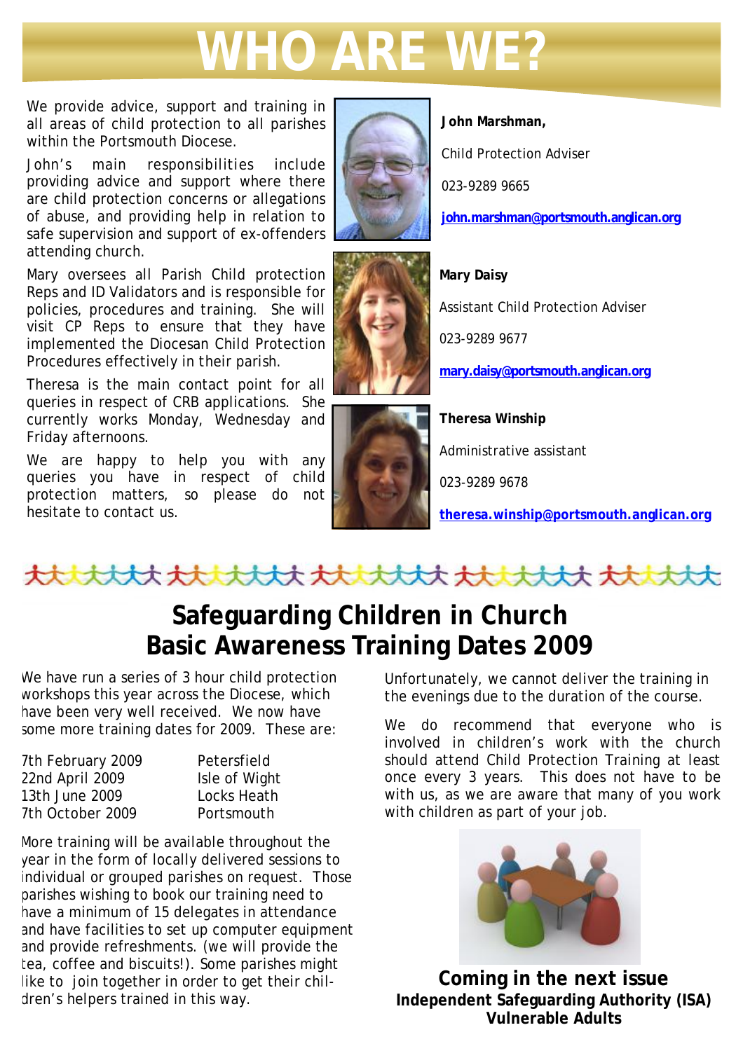# WHO ARE WE?

We provide advice, support and training in all areas of child protection to all parishes within the Portsmouth Diocese.

John's main responsibilities include providing advice and support where there are child protection concerns or allegations of abuse, and providing help in relation to safe supervision and support of ex-offenders attending church.

Mary oversees all Parish Child protection Reps and ID Validators and is responsible for policies, procedures and training. She will visit CP Reps to ensure that they have implemented the Diocesan Child Protection Procedures effectively in their parish.

Theresa is the main contact point for all queries in respect of CRB applications. She currently works Monday, Wednesday and Friday afternoons.

We are happy to help you with any queries you have in respect of child protection matters, so please do not hesitate to contact us.

**John Marshman,**

Child Protection Adviser

023-9289 9665

john.marshman@portsmouth.anglican.org

**Mary Daisy**

Assistant Child Protection Adviser

023-9289 9677

mary.daisy@portsmouth.anglican.org

**Theresa Winship**

Administrative assistant

023-9289 9678

theresa.winship@portsmouth.anglican.org

## Safeguarding Children in Church
## Basic Awareness Training Dates 2009

We have run a series of 3 hour child protection workshops this year across the Diocese, which have been very well received. We now have some more training dates for 2009. These are:

| | |
|---|---|
| 7th February 2009 | Petersfield |
| 22nd April 2009 | Isle of Wight |
| 13th June 2009 | Locks Heath |
| 7th October 2009 | Portsmouth |

More training will be available throughout the year in the form of locally delivered sessions to individual or grouped parishes on request. Those parishes wishing to book our training need to have a minimum of 15 delegates in attendance and have facilities to set up computer equipment and provide refreshments. (we will provide the tea, coffee and biscuits!). Some parishes might like to join together in order to get their children's helpers trained in this way.

Unfortunately, we cannot deliver the training in the evenings due to the duration of the course.

We do recommend that everyone who is involved in children's work with the church should attend Child Protection Training at least once every 3 years. This does not have to be with us, as we are aware that many of you work with children as part of your job.

**Coming in the next issue**

**Independent Safeguarding Authority (ISA)**

**Vulnerable Adults**